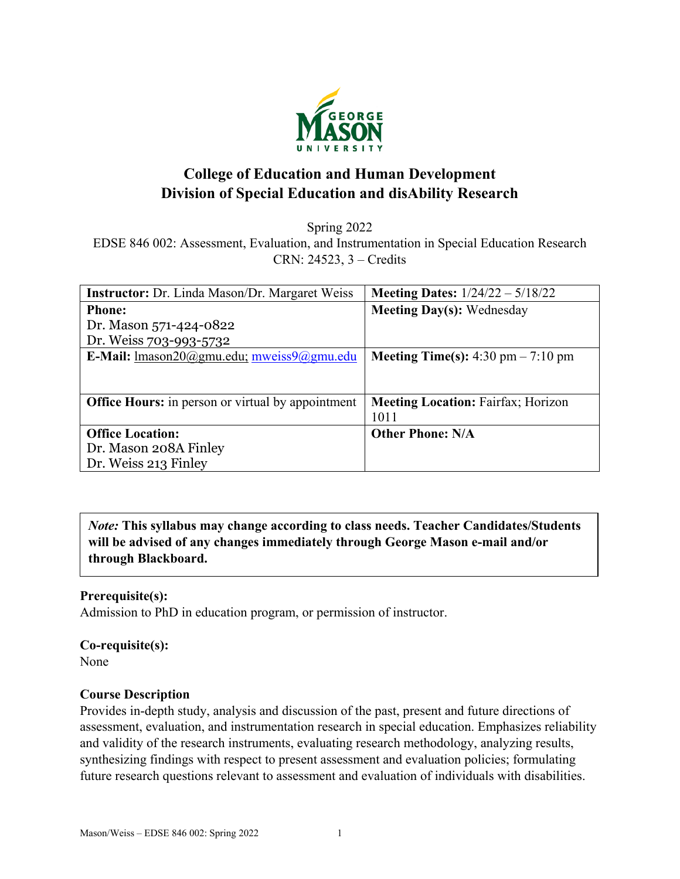# College of Education and Human Development
## Division of Special Education and disAbility Research

Spring 2022
EDSE 846 002: Assessment, Evaluation, and Instrumentation in Special Education Research
CRN: 24523, 3 – Credits

| **Instructor:** Dr. Linda Mason/Dr. Margaret Weiss | **Meeting Dates:** 1/24/22 – 5/18/22 |
|---|---|
| **Phone:**<br>Dr. Mason 571-424-0822<br>Dr. Weiss 703-993-5732 | **Meeting Day(s):** Wednesday |
| **E-Mail:** lmason20@gmu.edu; mweiss9@gmu.edu | **Meeting Time(s):** 4:30 pm – 7:10 pm |
| **Office Hours:** in person or virtual by appointment | **Meeting Location:** Fairfax; Horizon 1011 |
| **Office Location:**<br>Dr. Mason 208A Finley<br>Dr. Weiss 213 Finley | **Other Phone: N/A** |

> *Note:* **This syllabus may change according to class needs. Teacher Candidates/Students will be advised of any changes immediately through George Mason e-mail and/or through Blackboard.**

**Prerequisite(s):**
Admission to PhD in education program, or permission of instructor.

**Co-requisite(s):**
None

**Course Description**
Provides in-depth study, analysis and discussion of the past, present and future directions of assessment, evaluation, and instrumentation research in special education. Emphasizes reliability and validity of the research instruments, evaluating research methodology, analyzing results, synthesizing findings with respect to present assessment and evaluation policies; formulating future research questions relevant to assessment and evaluation of individuals with disabilities.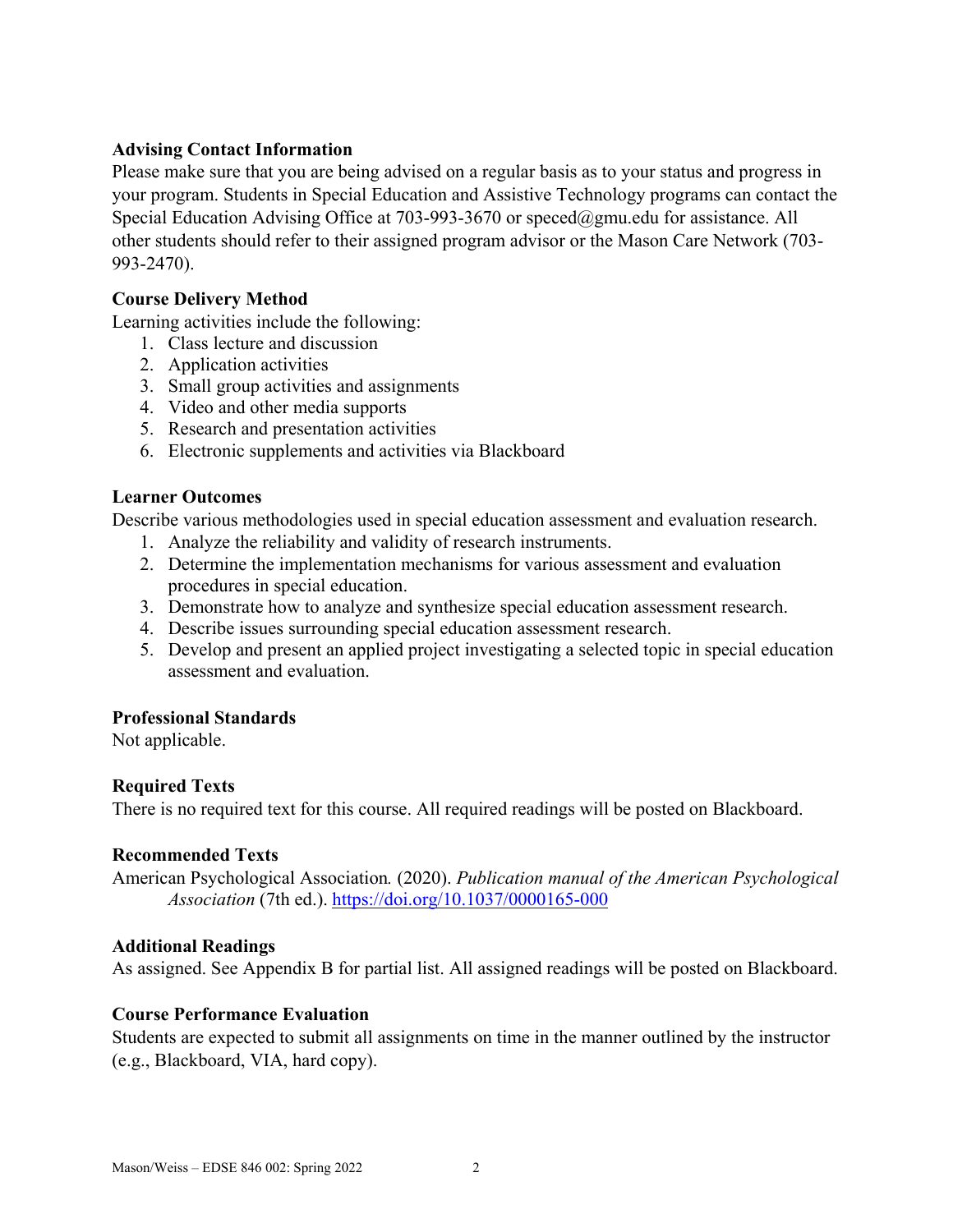### Advising Contact Information

Please make sure that you are being advised on a regular basis as to your status and progress in your program. Students in Special Education and Assistive Technology programs can contact the Special Education Advising Office at 703-993-3670 or speced@gmu.edu for assistance. All other students should refer to their assigned program advisor or the Mason Care Network (703-993-2470).

### Course Delivery Method

Learning activities include the following:

1. Class lecture and discussion
2. Application activities
3. Small group activities and assignments
4. Video and other media supports
5. Research and presentation activities
6. Electronic supplements and activities via Blackboard

### Learner Outcomes

Describe various methodologies used in special education assessment and evaluation research.

1. Analyze the reliability and validity of research instruments.
2. Determine the implementation mechanisms for various assessment and evaluation procedures in special education.
3. Demonstrate how to analyze and synthesize special education assessment research.
4. Describe issues surrounding special education assessment research.
5. Develop and present an applied project investigating a selected topic in special education assessment and evaluation.

### Professional Standards

Not applicable.

### Required Texts

There is no required text for this course. All required readings will be posted on Blackboard.

### Recommended Texts

American Psychological Association*.* (2020). *Publication manual of the American Psychological Association* (7th ed.). https://doi.org/10.1037/0000165-000

### Additional Readings

As assigned. See Appendix B for partial list. All assigned readings will be posted on Blackboard.

### Course Performance Evaluation

Students are expected to submit all assignments on time in the manner outlined by the instructor (e.g., Blackboard, VIA, hard copy).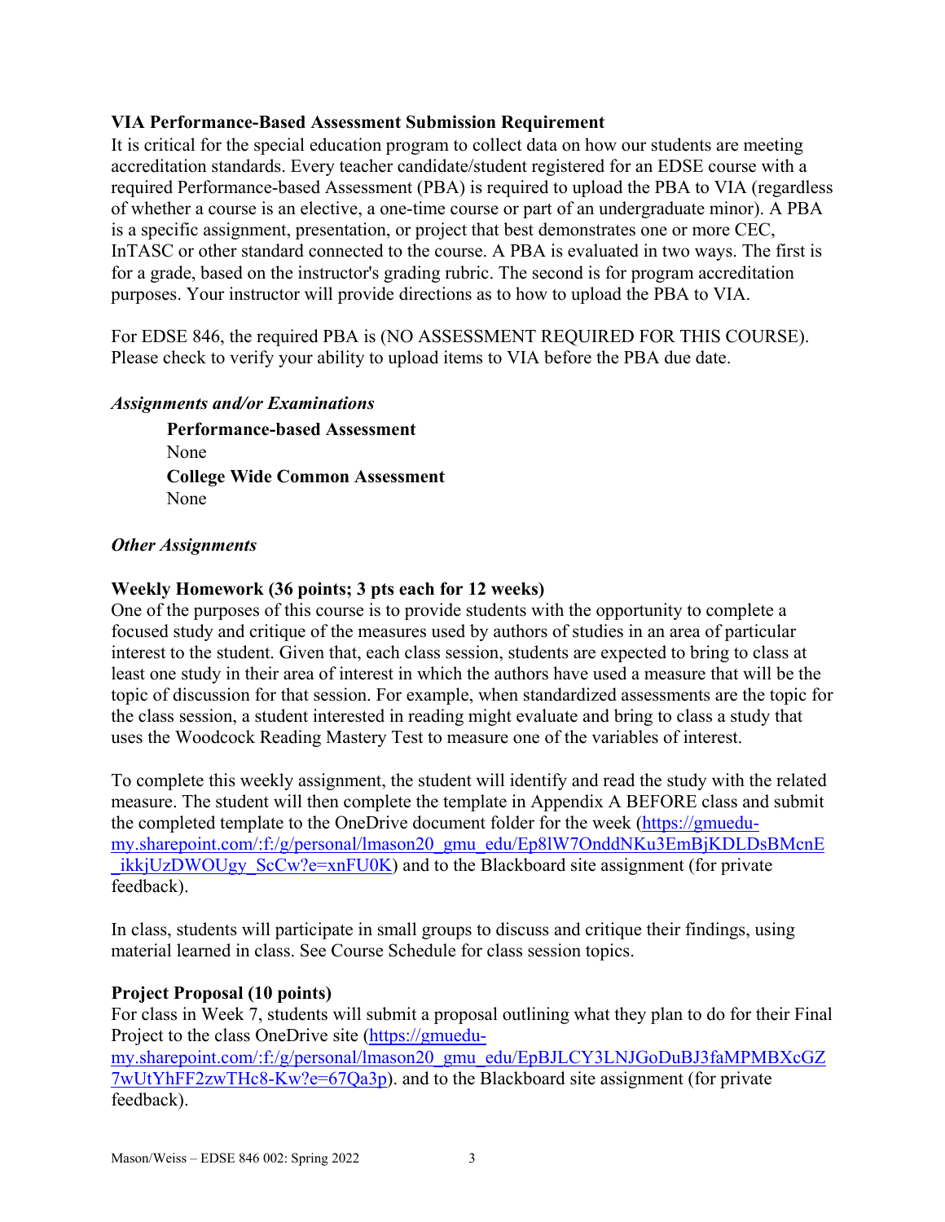**VIA Performance-Based Assessment Submission Requirement**

It is critical for the special education program to collect data on how our students are meeting accreditation standards. Every teacher candidate/student registered for an EDSE course with a required Performance-based Assessment (PBA) is required to upload the PBA to VIA (regardless of whether a course is an elective, a one-time course or part of an undergraduate minor). A PBA is a specific assignment, presentation, or project that best demonstrates one or more CEC, InTASC or other standard connected to the course. A PBA is evaluated in two ways. The first is for a grade, based on the instructor's grading rubric. The second is for program accreditation purposes. Your instructor will provide directions as to how to upload the PBA to VIA.

For EDSE 846, the required PBA is (NO ASSESSMENT REQUIRED FOR THIS COURSE). Please check to verify your ability to upload items to VIA before the PBA due date.

***Assignments and/or Examinations***

> **Performance-based Assessment**
> None
> **College Wide Common Assessment**
> None

***Other Assignments***

**Weekly Homework (36 points; 3 pts each for 12 weeks)**

One of the purposes of this course is to provide students with the opportunity to complete a focused study and critique of the measures used by authors of studies in an area of particular interest to the student. Given that, each class session, students are expected to bring to class at least one study in their area of interest in which the authors have used a measure that will be the topic of discussion for that session. For example, when standardized assessments are the topic for the class session, a student interested in reading might evaluate and bring to class a study that uses the Woodcock Reading Mastery Test to measure one of the variables of interest.

To complete this weekly assignment, the student will identify and read the study with the related measure. The student will then complete the template in Appendix A BEFORE class and submit the completed template to the OneDrive document folder for the week (https://gmuedu-my.sharepoint.com/:f:/g/personal/lmason20_gmu_edu/Ep8lW7OnddNKu3EmBjKDLDsBMcnE_ikkjUzDWOUgy_ScCw?e=xnFU0K) and to the Blackboard site assignment (for private feedback).

In class, students will participate in small groups to discuss and critique their findings, using material learned in class. See Course Schedule for class session topics.

**Project Proposal (10 points)**

For class in Week 7, students will submit a proposal outlining what they plan to do for their Final Project to the class OneDrive site (https://gmuedu-my.sharepoint.com/:f:/g/personal/lmason20_gmu_edu/EpBJLCY3LNJGoDuBJ3faMPMBXcGZ7wUtYhFF2zwTHc8-Kw?e=67Qa3p). and to the Blackboard site assignment (for private feedback).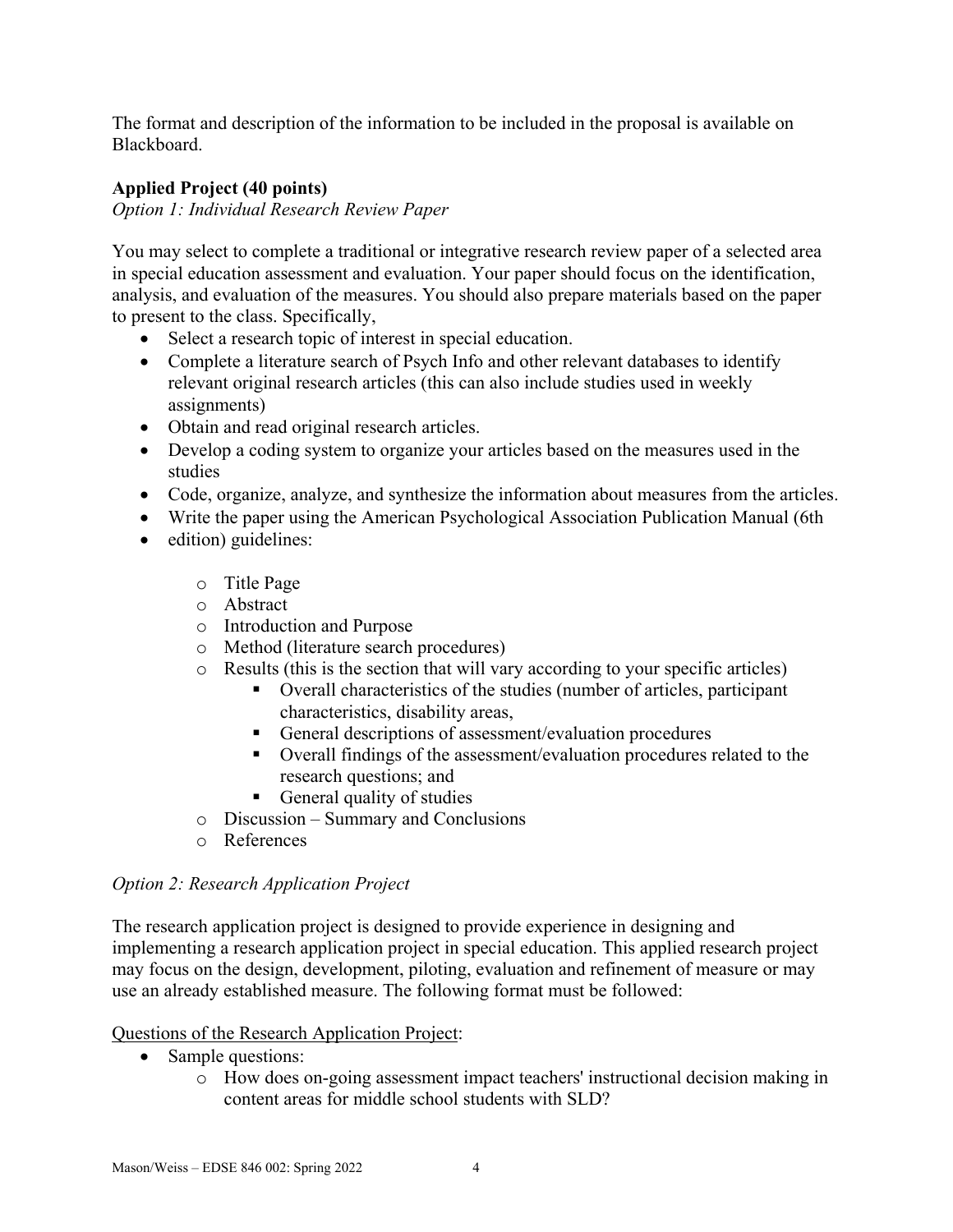The format and description of the information to be included in the proposal is available on Blackboard.

**Applied Project (40 points)**

*Option 1: Individual Research Review Paper*

You may select to complete a traditional or integrative research review paper of a selected area in special education assessment and evaluation. Your paper should focus on the identification, analysis, and evaluation of the measures. You should also prepare materials based on the paper to present to the class. Specifically,

- Select a research topic of interest in special education.
- Complete a literature search of Psych Info and other relevant databases to identify relevant original research articles (this can also include studies used in weekly assignments)
- Obtain and read original research articles.
- Develop a coding system to organize your articles based on the measures used in the studies
- Code, organize, analyze, and synthesize the information about measures from the articles.
- Write the paper using the American Psychological Association Publication Manual (6th
- edition) guidelines:
    - Title Page
    - Abstract
    - Introduction and Purpose
    - Method (literature search procedures)
    - Results (this is the section that will vary according to your specific articles)
        - Overall characteristics of the studies (number of articles, participant characteristics, disability areas,
        - General descriptions of assessment/evaluation procedures
        - Overall findings of the assessment/evaluation procedures related to the research questions; and
        - General quality of studies
    - Discussion – Summary and Conclusions
    - References

*Option 2: Research Application Project*

The research application project is designed to provide experience in designing and implementing a research application project in special education. This applied research project may focus on the design, development, piloting, evaluation and refinement of measure or may use an already established measure. The following format must be followed:

<u>Questions of the Research Application Project</u>:

- Sample questions:
    - How does on-going assessment impact teachers' instructional decision making in content areas for middle school students with SLD?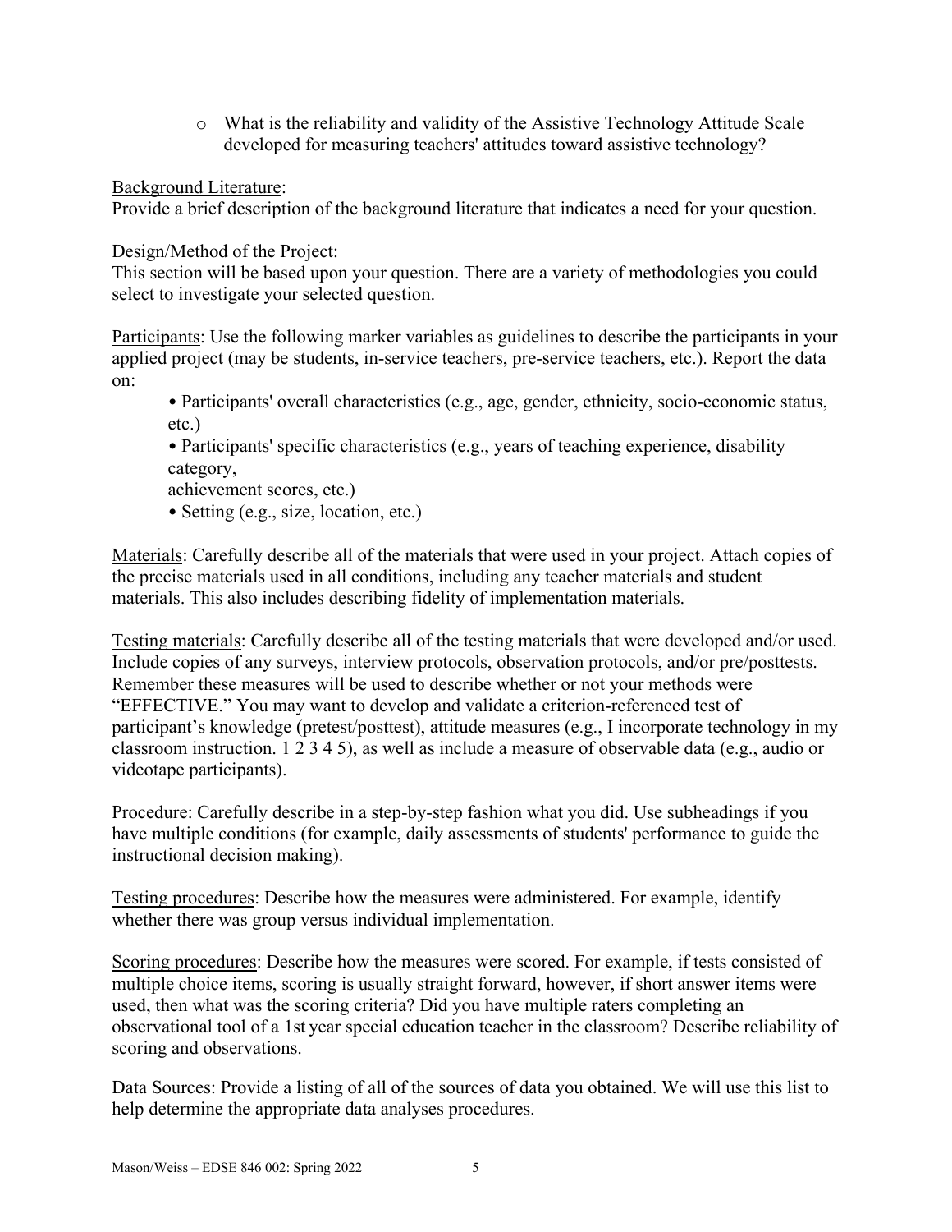- What is the reliability and validity of the Assistive Technology Attitude Scale developed for measuring teachers' attitudes toward assistive technology?

Background Literature:
Provide a brief description of the background literature that indicates a need for your question.

Design/Method of the Project:
This section will be based upon your question. There are a variety of methodologies you could select to investigate your selected question.

Participants: Use the following marker variables as guidelines to describe the participants in your applied project (may be students, in-service teachers, pre-service teachers, etc.). Report the data on:

- Participants' overall characteristics (e.g., age, gender, ethnicity, socio-economic status, etc.)
- Participants' specific characteristics (e.g., years of teaching experience, disability category,
  achievement scores, etc.)
- Setting (e.g., size, location, etc.)

Materials: Carefully describe all of the materials that were used in your project. Attach copies of the precise materials used in all conditions, including any teacher materials and student materials. This also includes describing fidelity of implementation materials.

Testing materials: Carefully describe all of the testing materials that were developed and/or used. Include copies of any surveys, interview protocols, observation protocols, and/or pre/posttests. Remember these measures will be used to describe whether or not your methods were "EFFECTIVE." You may want to develop and validate a criterion-referenced test of participant's knowledge (pretest/posttest), attitude measures (e.g., I incorporate technology in my classroom instruction. 1 2 3 4 5), as well as include a measure of observable data (e.g., audio or videotape participants).

Procedure: Carefully describe in a step-by-step fashion what you did. Use subheadings if you have multiple conditions (for example, daily assessments of students' performance to guide the instructional decision making).

Testing procedures: Describe how the measures were administered. For example, identify whether there was group versus individual implementation.

Scoring procedures: Describe how the measures were scored. For example, if tests consisted of multiple choice items, scoring is usually straight forward, however, if short answer items were used, then what was the scoring criteria? Did you have multiple raters completing an observational tool of a 1st year special education teacher in the classroom? Describe reliability of scoring and observations.

Data Sources: Provide a listing of all of the sources of data you obtained. We will use this list to help determine the appropriate data analyses procedures.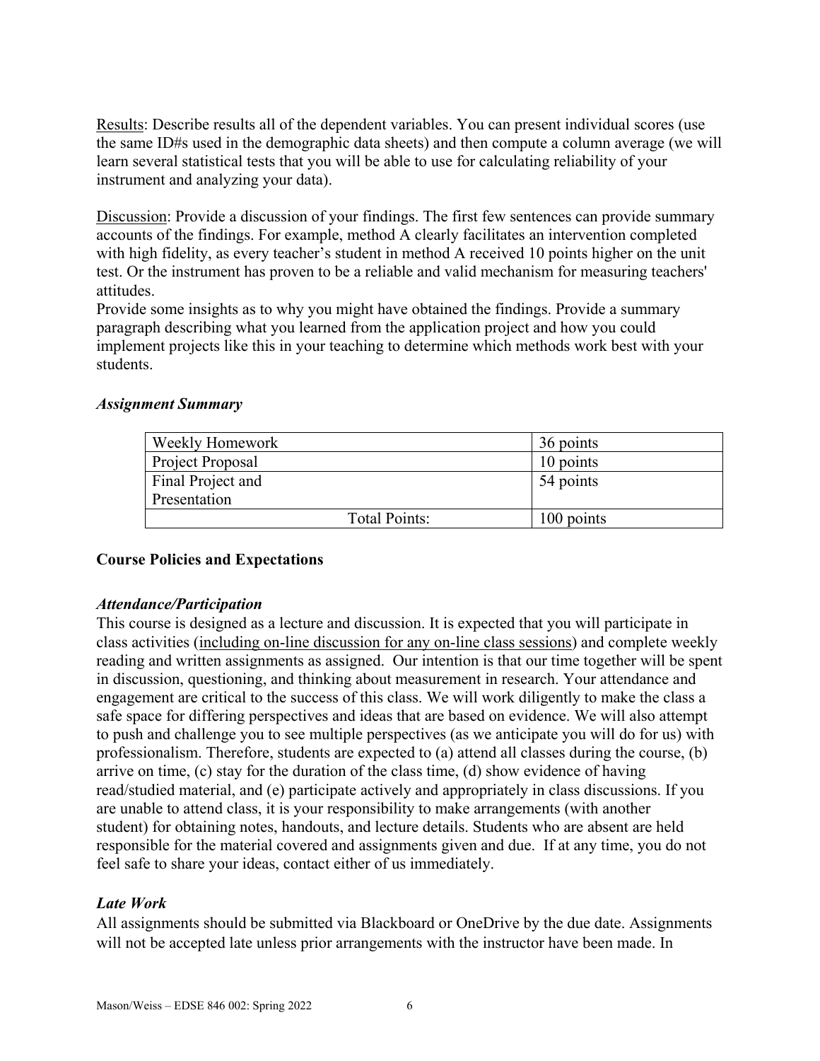Results: Describe results all of the dependent variables. You can present individual scores (use the same ID#s used in the demographic data sheets) and then compute a column average (we will learn several statistical tests that you will be able to use for calculating reliability of your instrument and analyzing your data).

Discussion: Provide a discussion of your findings. The first few sentences can provide summary accounts of the findings. For example, method A clearly facilitates an intervention completed with high fidelity, as every teacher's student in method A received 10 points higher on the unit test. Or the instrument has proven to be a reliable and valid mechanism for measuring teachers' attitudes.

Provide some insights as to why you might have obtained the findings. Provide a summary paragraph describing what you learned from the application project and how you could implement projects like this in your teaching to determine which methods work best with your students.

### *Assignment Summary*

| | |
|---|---|
| Weekly Homework | 36 points |
| Project Proposal | 10 points |
| Final Project and Presentation | 54 points |
| Total Points: | 100 points |

## Course Policies and Expectations

### *Attendance/Participation*

This course is designed as a lecture and discussion. It is expected that you will participate in class activities (including on-line discussion for any on-line class sessions) and complete weekly reading and written assignments as assigned. Our intention is that our time together will be spent in discussion, questioning, and thinking about measurement in research. Your attendance and engagement are critical to the success of this class. We will work diligently to make the class a safe space for differing perspectives and ideas that are based on evidence. We will also attempt to push and challenge you to see multiple perspectives (as we anticipate you will do for us) with professionalism. Therefore, students are expected to (a) attend all classes during the course, (b) arrive on time, (c) stay for the duration of the class time, (d) show evidence of having read/studied material, and (e) participate actively and appropriately in class discussions. If you are unable to attend class, it is your responsibility to make arrangements (with another student) for obtaining notes, handouts, and lecture details. Students who are absent are held responsible for the material covered and assignments given and due. If at any time, you do not feel safe to share your ideas, contact either of us immediately.

### *Late Work*

All assignments should be submitted via Blackboard or OneDrive by the due date. Assignments will not be accepted late unless prior arrangements with the instructor have been made. In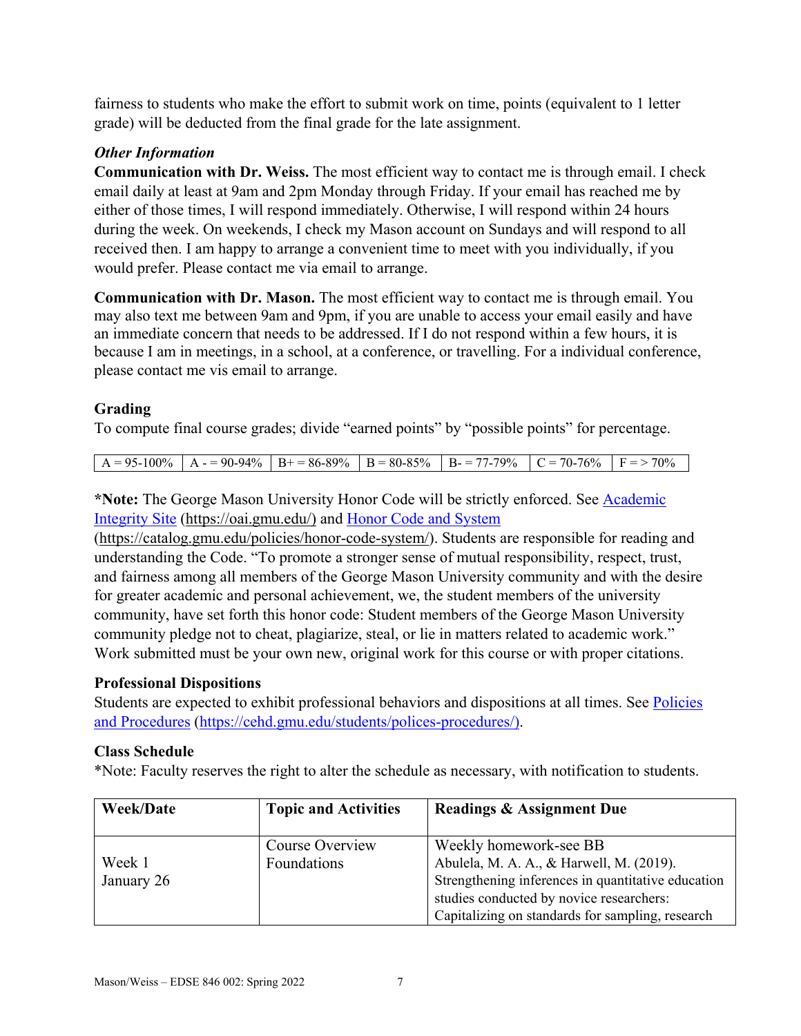fairness to students who make the effort to submit work on time, points (equivalent to 1 letter grade) will be deducted from the final grade for the late assignment.

***Other Information***

**Communication with Dr. Weiss.** The most efficient way to contact me is through email. I check email daily at least at 9am and 2pm Monday through Friday. If your email has reached me by either of those times, I will respond immediately. Otherwise, I will respond within 24 hours during the week. On weekends, I check my Mason account on Sundays and will respond to all received then. I am happy to arrange a convenient time to meet with you individually, if you would prefer. Please contact me via email to arrange.

**Communication with Dr. Mason.** The most efficient way to contact me is through email. You may also text me between 9am and 9pm, if you are unable to access your email easily and have an immediate concern that needs to be addressed. If I do not respond within a few hours, it is because I am in meetings, in a school, at a conference, or travelling. For a individual conference, please contact me vis email to arrange.

### Grading

To compute final course grades; divide "earned points" by "possible points" for percentage.

| A = 95-100% | A - = 90-94% | B+ = 86-89% | B = 80-85% | B- = 77-79% | C = 70-76% | F = > 70% |
|---|---|---|---|---|---|---|

***Note:** The George Mason University Honor Code will be strictly enforced. See [Academic Integrity Site](https://oai.gmu.edu/) (https://oai.gmu.edu/) and [Honor Code and System](https://catalog.gmu.edu/policies/honor-code-system/) (https://catalog.gmu.edu/policies/honor-code-system/). Students are responsible for reading and understanding the Code. "To promote a stronger sense of mutual responsibility, respect, trust, and fairness among all members of the George Mason University community and with the desire for greater academic and personal achievement, we, the student members of the university community, have set forth this honor code: Student members of the George Mason University community pledge not to cheat, plagiarize, steal, or lie in matters related to academic work." Work submitted must be your own new, original work for this course or with proper citations.

### Professional Dispositions

Students are expected to exhibit professional behaviors and dispositions at all times. See [Policies and Procedures](https://cehd.gmu.edu/students/polices-procedures/) (https://cehd.gmu.edu/students/polices-procedures/).

### Class Schedule

*Note: Faculty reserves the right to alter the schedule as necessary, with notification to students.

| Week/Date | Topic and Activities | Readings & Assignment Due |
|---|---|---|
| Week 1<br>January 26 | Course Overview<br>Foundations | Weekly homework-see BB<br>Abulela, M. A. A., & Harwell, M. (2019). Strengthening inferences in quantitative education studies conducted by novice researchers: Capitalizing on standards for sampling, research |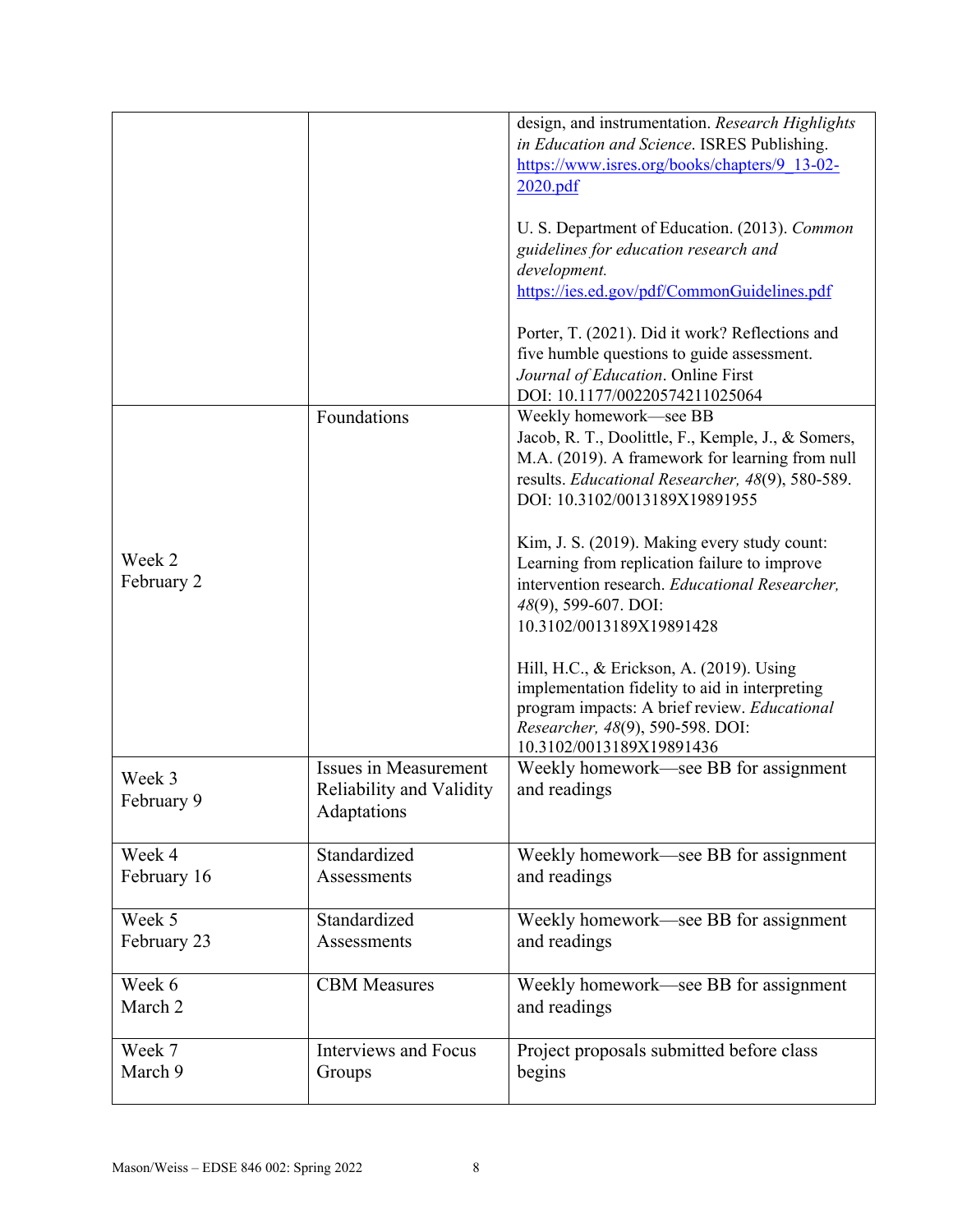| | | |
|---|---|---|
| | | design, and instrumentation. *Research Highlights in Education and Science*. ISRES Publishing. https://www.isres.org/books/chapters/9_13-02-2020.pdf<br><br>U. S. Department of Education. (2013). *Common guidelines for education research and development.* https://ies.ed.gov/pdf/CommonGuidelines.pdf<br><br>Porter, T. (2021). Did it work? Reflections and five humble questions to guide assessment. *Journal of Education*. Online First DOI: 10.1177/00220574211025064 |
| Week 2<br>February 2 | Foundations | Weekly homework—see BB<br>Jacob, R. T., Doolittle, F., Kemple, J., & Somers, M.A. (2019). A framework for learning from null results. *Educational Researcher, 48*(9), 580-589. DOI: 10.3102/0013189X19891955<br><br>Kim, J. S. (2019). Making every study count: Learning from replication failure to improve intervention research. *Educational Researcher, 48*(9), 599-607. DOI: 10.3102/0013189X19891428<br><br>Hill, H.C., & Erickson, A. (2019). Using implementation fidelity to aid in interpreting program impacts: A brief review. *Educational Researcher, 48*(9), 590-598. DOI: 10.3102/0013189X19891436 |
| Week 3<br>February 9 | Issues in Measurement<br>Reliability and Validity<br>Adaptations | Weekly homework—see BB for assignment and readings |
| Week 4<br>February 16 | Standardized Assessments | Weekly homework—see BB for assignment and readings |
| Week 5<br>February 23 | Standardized Assessments | Weekly homework—see BB for assignment and readings |
| Week 6<br>March 2 | CBM Measures | Weekly homework—see BB for assignment and readings |
| Week 7<br>March 9 | Interviews and Focus Groups | Project proposals submitted before class begins |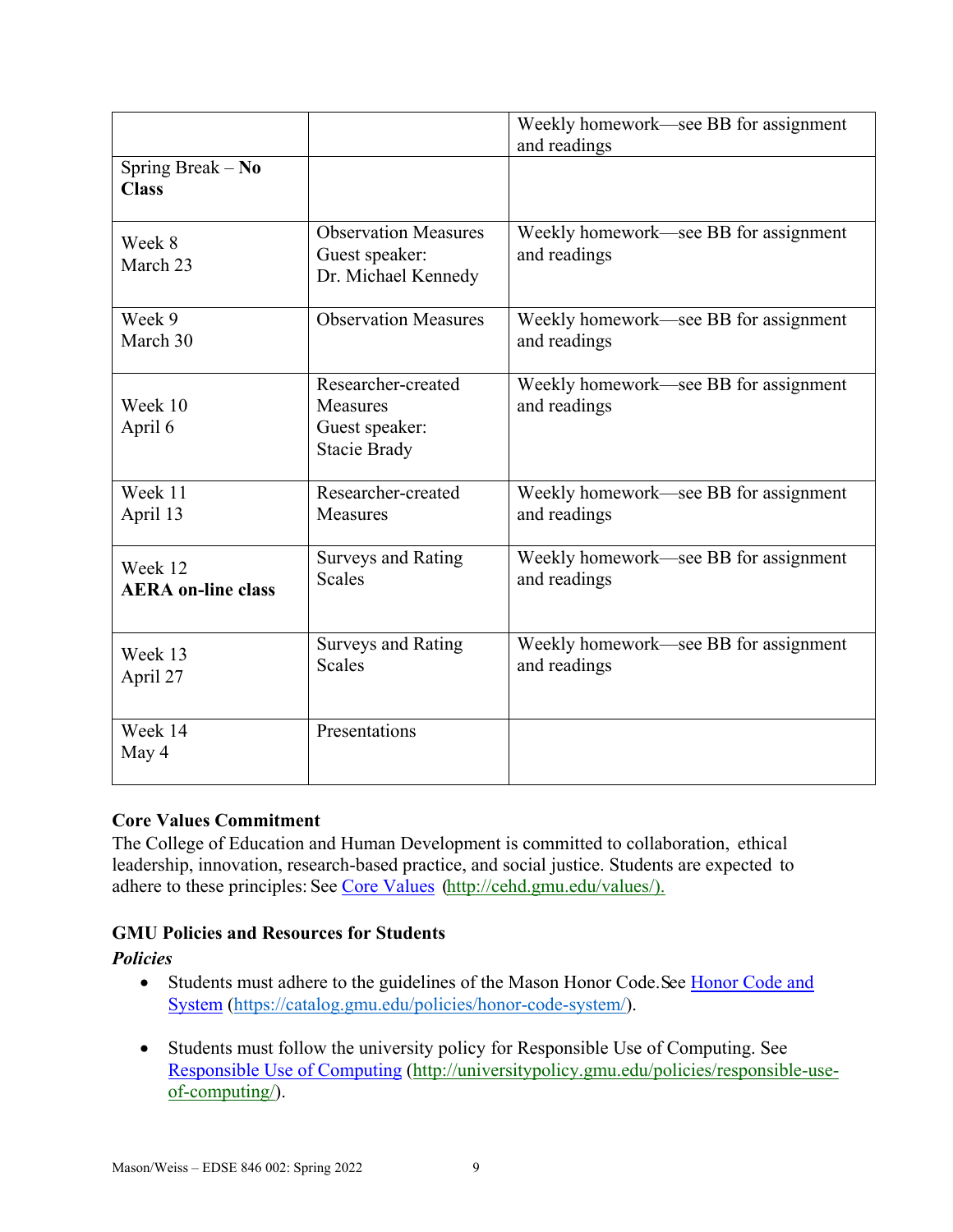| | | |
|---|---|---|
| | | Weekly homework—see BB for assignment and readings |
| Spring Break – **No Class** | | |
| Week 8<br>March 23 | Observation Measures<br>Guest speaker:<br>Dr. Michael Kennedy | Weekly homework—see BB for assignment and readings |
| Week 9<br>March 30 | Observation Measures | Weekly homework—see BB for assignment and readings |
| Week 10<br>April 6 | Researcher-created Measures<br>Guest speaker:<br>Stacie Brady | Weekly homework—see BB for assignment and readings |
| Week 11<br>April 13 | Researcher-created Measures | Weekly homework—see BB for assignment and readings |
| Week 12<br>**AERA on-line class** | Surveys and Rating Scales | Weekly homework—see BB for assignment and readings |
| Week 13<br>April 27 | Surveys and Rating Scales | Weekly homework—see BB for assignment and readings |
| Week 14<br>May 4 | Presentations | |

**Core Values Commitment**

The College of Education and Human Development is committed to collaboration, ethical leadership, innovation, research-based practice, and social justice. Students are expected to adhere to these principles: See Core Values (http://cehd.gmu.edu/values/).

**GMU Policies and Resources for Students**

***Policies***

- Students must adhere to the guidelines of the Mason Honor Code. See Honor Code and System (https://catalog.gmu.edu/policies/honor-code-system/).
- Students must follow the university policy for Responsible Use of Computing. See Responsible Use of Computing (http://universitypolicy.gmu.edu/policies/responsible-use-of-computing/).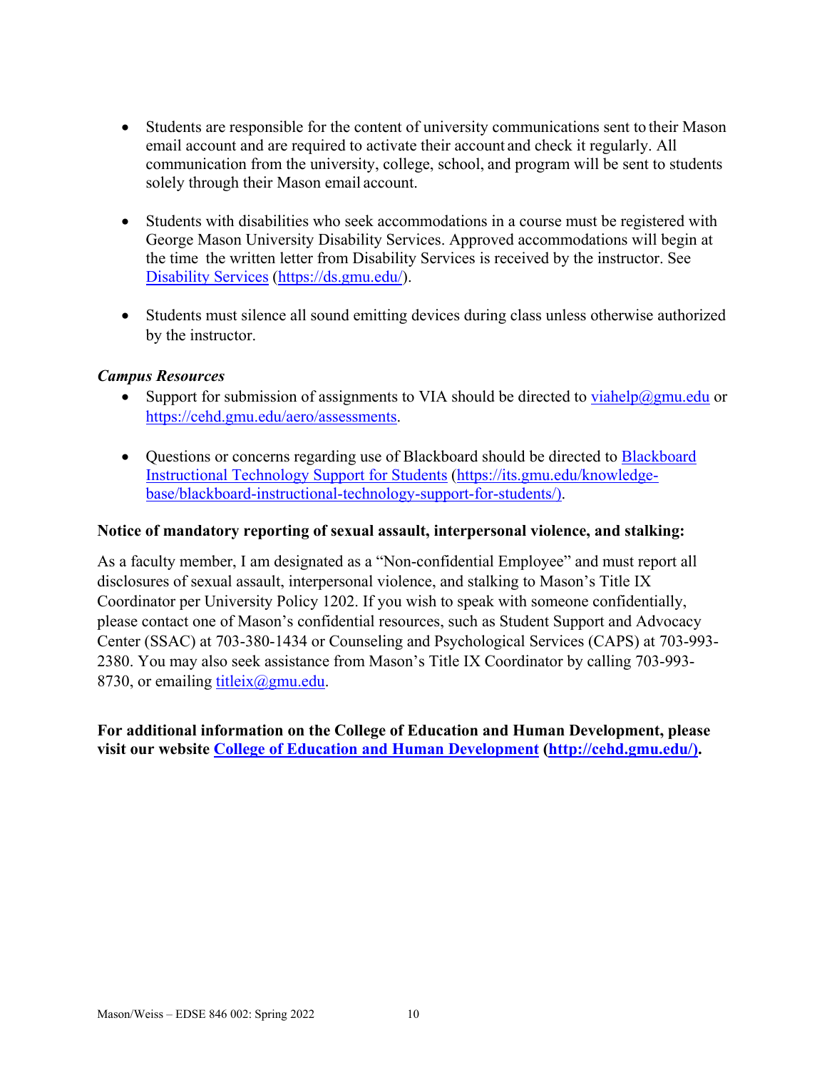- Students are responsible for the content of university communications sent to their Mason email account and are required to activate their account and check it regularly. All communication from the university, college, school, and program will be sent to students solely through their Mason email account.

- Students with disabilities who seek accommodations in a course must be registered with George Mason University Disability Services. Approved accommodations will begin at the time the written letter from Disability Services is received by the instructor. See [Disability Services](https://ds.gmu.edu/) (https://ds.gmu.edu/).

- Students must silence all sound emitting devices during class unless otherwise authorized by the instructor.

***Campus Resources***

- Support for submission of assignments to VIA should be directed to [viahelp@gmu.edu](mailto:viahelp@gmu.edu) or https://cehd.gmu.edu/aero/assessments.

- Questions or concerns regarding use of Blackboard should be directed to [Blackboard Instructional Technology Support for Students](https://its.gmu.edu/knowledge-base/blackboard-instructional-technology-support-for-students/) (https://its.gmu.edu/knowledge-base/blackboard-instructional-technology-support-for-students/).

**Notice of mandatory reporting of sexual assault, interpersonal violence, and stalking:**

As a faculty member, I am designated as a "Non-confidential Employee" and must report all disclosures of sexual assault, interpersonal violence, and stalking to Mason's Title IX Coordinator per University Policy 1202. If you wish to speak with someone confidentially, please contact one of Mason's confidential resources, such as Student Support and Advocacy Center (SSAC) at 703-380-1434 or Counseling and Psychological Services (CAPS) at 703-993-2380. You may also seek assistance from Mason's Title IX Coordinator by calling 703-993-8730, or emailing [titleix@gmu.edu](mailto:titleix@gmu.edu).

**For additional information on the College of Education and Human Development, please visit our website [College of Education and Human Development](http://cehd.gmu.edu/) (http://cehd.gmu.edu/).**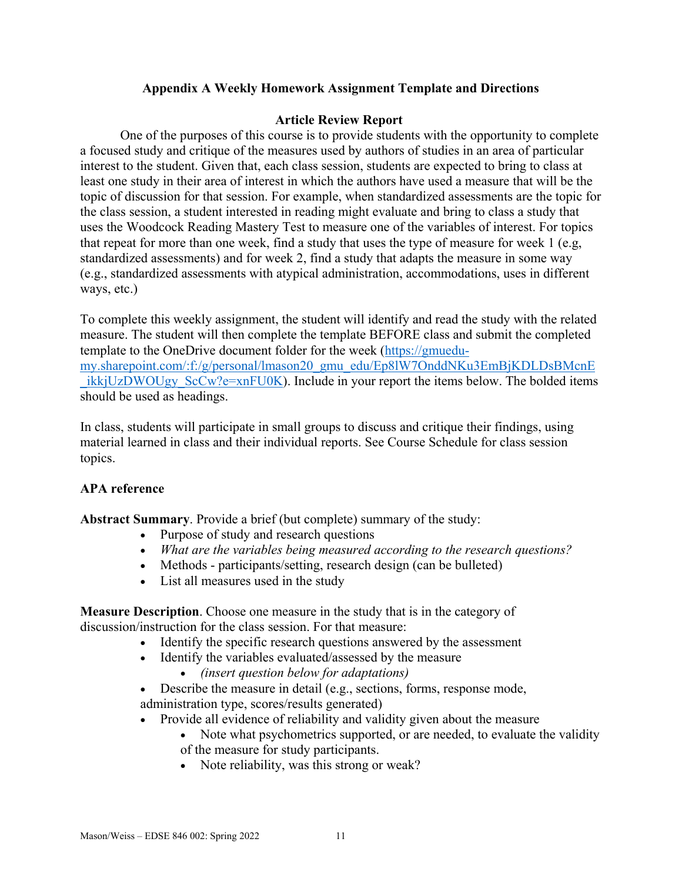## Appendix A Weekly Homework Assignment Template and Directions

### Article Review Report

One of the purposes of this course is to provide students with the opportunity to complete a focused study and critique of the measures used by authors of studies in an area of particular interest to the student. Given that, each class session, students are expected to bring to class at least one study in their area of interest in which the authors have used a measure that will be the topic of discussion for that session. For example, when standardized assessments are the topic for the class session, a student interested in reading might evaluate and bring to class a study that uses the Woodcock Reading Mastery Test to measure one of the variables of interest. For topics that repeat for more than one week, find a study that uses the type of measure for week 1 (e.g, standardized assessments) and for week 2, find a study that adapts the measure in some way (e.g., standardized assessments with atypical administration, accommodations, uses in different ways, etc.)

To complete this weekly assignment, the student will identify and read the study with the related measure. The student will then complete the template BEFORE class and submit the completed template to the OneDrive document folder for the week (https://gmuedu-my.sharepoint.com/:f:/g/personal/lmason20_gmu_edu/Ep8lW7OnddNKu3EmBjKDLDsBMcnE_ikkjUzDWOUgy_ScCw?e=xnFU0K). Include in your report the items below. The bolded items should be used as headings.

In class, students will participate in small groups to discuss and critique their findings, using material learned in class and their individual reports. See Course Schedule for class session topics.

**APA reference**

**Abstract Summary**. Provide a brief (but complete) summary of the study:

- Purpose of study and research questions
- *What are the variables being measured according to the research questions?*
- Methods - participants/setting, research design (can be bulleted)
- List all measures used in the study

**Measure Description**. Choose one measure in the study that is in the category of discussion/instruction for the class session. For that measure:

- Identify the specific research questions answered by the assessment
- Identify the variables evaluated/assessed by the measure
  - *(insert question below for adaptations)*
- Describe the measure in detail (e.g., sections, forms, response mode, administration type, scores/results generated)
- Provide all evidence of reliability and validity given about the measure
  - Note what psychometrics supported, or are needed, to evaluate the validity of the measure for study participants.
  - Note reliability, was this strong or weak?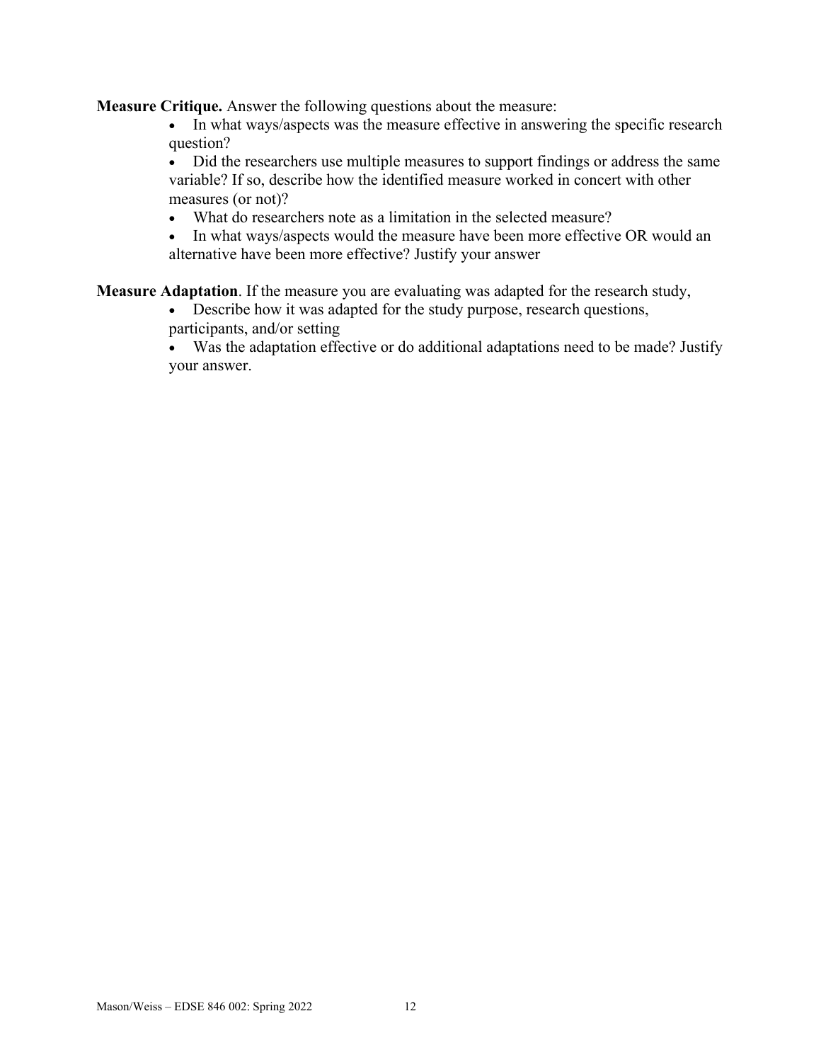**Measure Critique.** Answer the following questions about the measure:

- In what ways/aspects was the measure effective in answering the specific research question?
- Did the researchers use multiple measures to support findings or address the same variable? If so, describe how the identified measure worked in concert with other measures (or not)?
- What do researchers note as a limitation in the selected measure?
- In what ways/aspects would the measure have been more effective OR would an alternative have been more effective? Justify your answer

**Measure Adaptation**. If the measure you are evaluating was adapted for the research study,

- Describe how it was adapted for the study purpose, research questions, participants, and/or setting
- Was the adaptation effective or do additional adaptations need to be made? Justify your answer.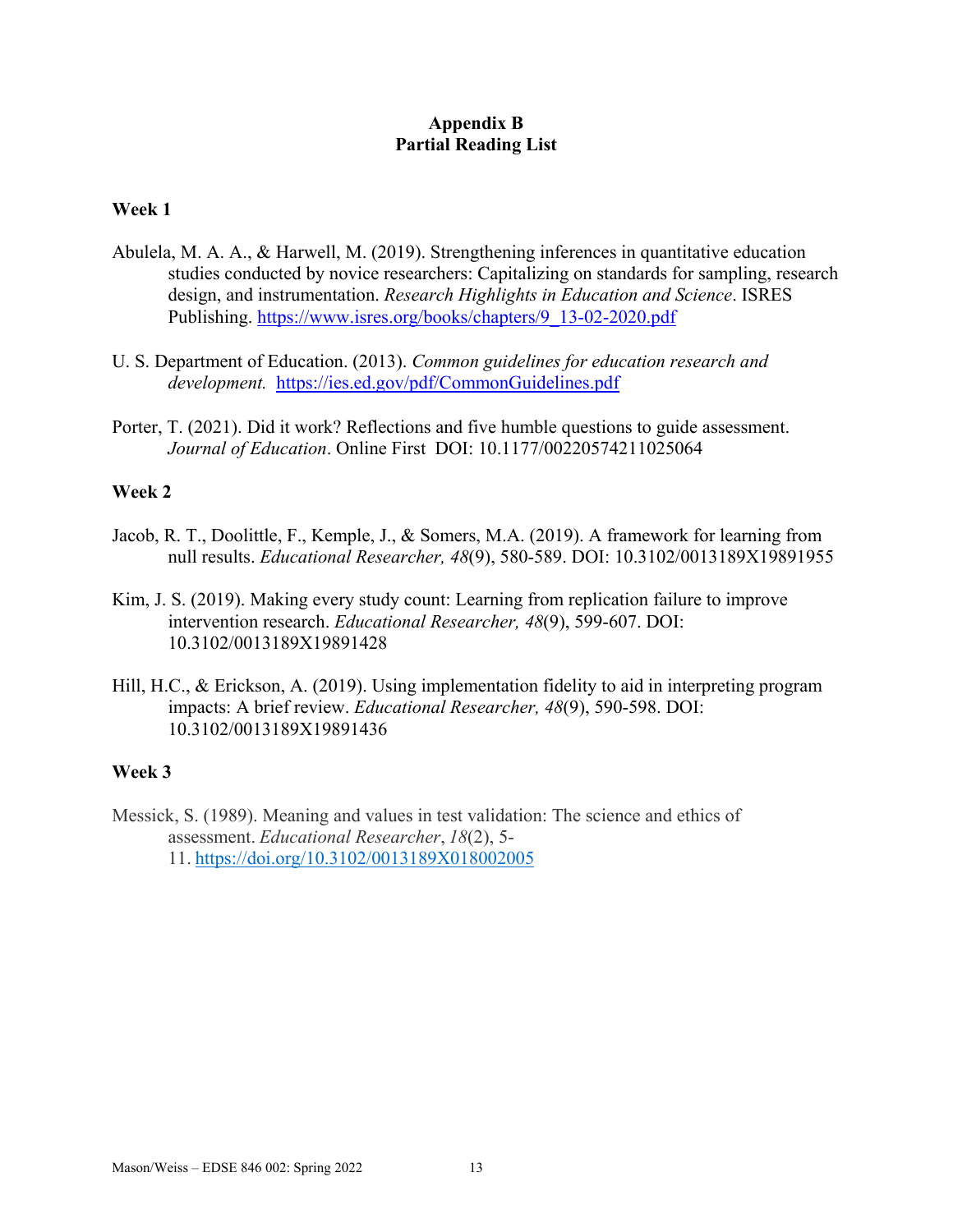# Appendix B
# Partial Reading List

## Week 1

Abulela, M. A. A., & Harwell, M. (2019). Strengthening inferences in quantitative education studies conducted by novice researchers: Capitalizing on standards for sampling, research design, and instrumentation. *Research Highlights in Education and Science*. ISRES Publishing. https://www.isres.org/books/chapters/9_13-02-2020.pdf

U. S. Department of Education. (2013). *Common guidelines for education research and development.* https://ies.ed.gov/pdf/CommonGuidelines.pdf

Porter, T. (2021). Did it work? Reflections and five humble questions to guide assessment. *Journal of Education*. Online First DOI: 10.1177/00220574211025064

## Week 2

Jacob, R. T., Doolittle, F., Kemple, J., & Somers, M.A. (2019). A framework for learning from null results. *Educational Researcher, 48*(9), 580-589. DOI: 10.3102/0013189X19891955

Kim, J. S. (2019). Making every study count: Learning from replication failure to improve intervention research. *Educational Researcher, 48*(9), 599-607. DOI: 10.3102/0013189X19891428

Hill, H.C., & Erickson, A. (2019). Using implementation fidelity to aid in interpreting program impacts: A brief review. *Educational Researcher, 48*(9), 590-598. DOI: 10.3102/0013189X19891436

## Week 3

Messick, S. (1989). Meaning and values in test validation: The science and ethics of assessment. *Educational Researcher*, *18*(2), 5-11. https://doi.org/10.3102/0013189X018002005